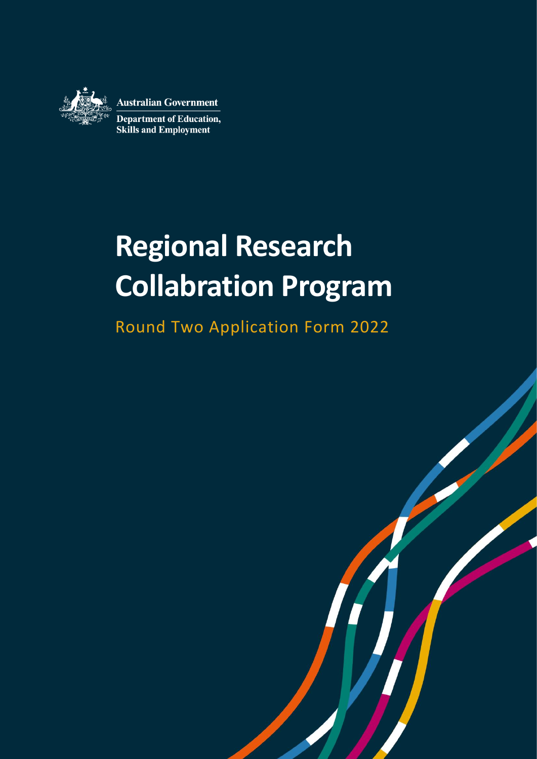Australian Government

Department of Education, Skills and Employment

# Regional Research Collaboration Program

## Round Two Application Form 2022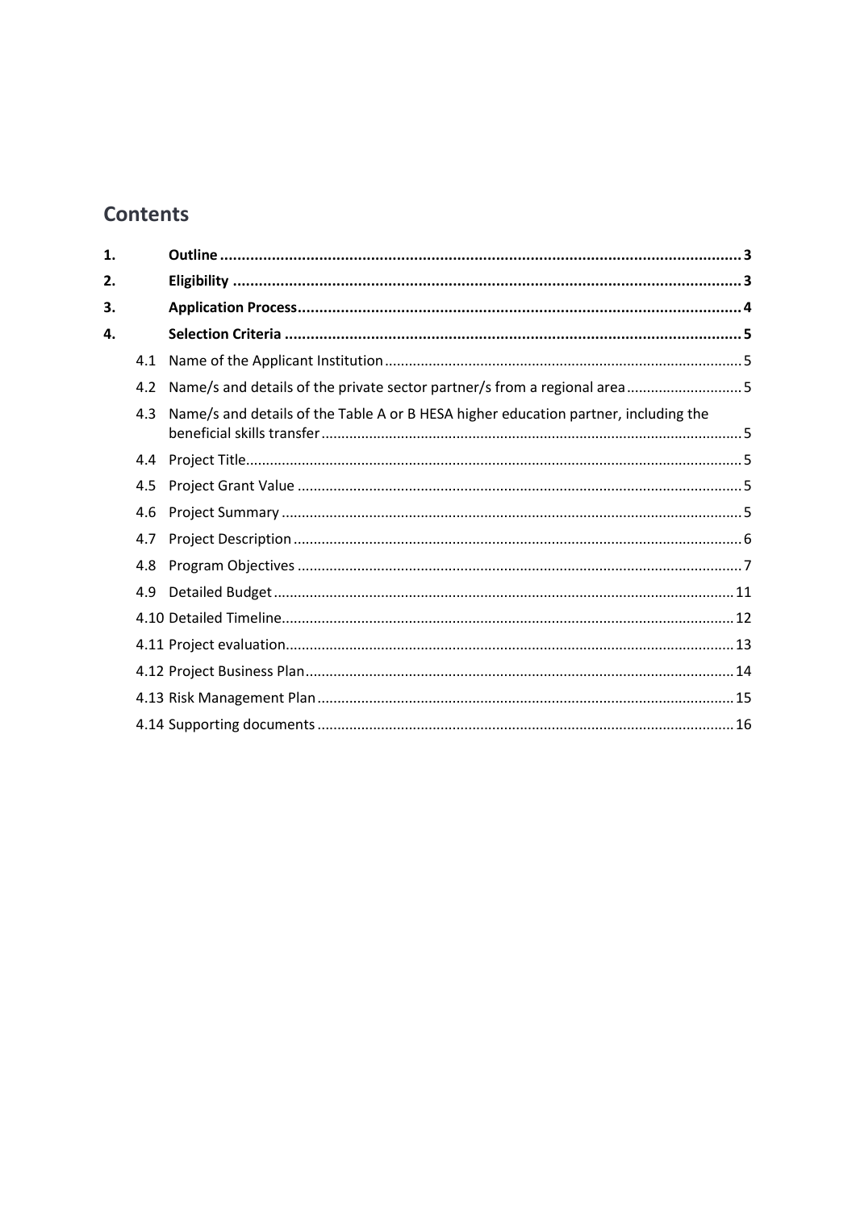## Contents

| | | |
|---|---|---|
| **1.** | **Outline** | **3** |
| **2.** | **Eligibility** | **3** |
| **3.** | **Application Process** | **4** |
| **4.** | **Selection Criteria** | **5** |
| 4.1 | Name of the Applicant Institution | 5 |
| 4.2 | Name/s and details of the private sector partner/s from a regional area | 5 |
| 4.3 | Name/s and details of the Table A or B HESA higher education partner, including the beneficial skills transfer | 5 |
| 4.4 | Project Title | 5 |
| 4.5 | Project Grant Value | 5 |
| 4.6 | Project Summary | 5 |
| 4.7 | Project Description | 6 |
| 4.8 | Program Objectives | 7 |
| 4.9 | Detailed Budget | 11 |
| 4.10 | Detailed Timeline | 12 |
| 4.11 | Project evaluation | 13 |
| 4.12 | Project Business Plan | 14 |
| 4.13 | Risk Management Plan | 15 |
| 4.14 | Supporting documents | 16 |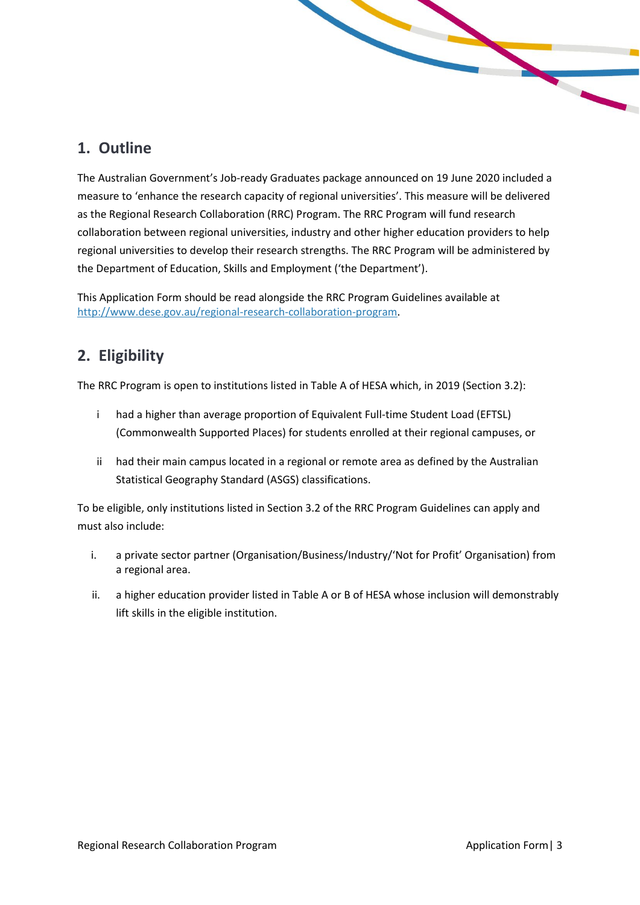## 1. Outline

The Australian Government's Job-ready Graduates package announced on 19 June 2020 included a measure to 'enhance the research capacity of regional universities'. This measure will be delivered as the Regional Research Collaboration (RRC) Program. The RRC Program will fund research collaboration between regional universities, industry and other higher education providers to help regional universities to develop their research strengths. The RRC Program will be administered by the Department of Education, Skills and Employment ('the Department').

This Application Form should be read alongside the RRC Program Guidelines available at [http://www.dese.gov.au/regional-research-collaboration-program](http://www.dese.gov.au/regional-research-collaboration-program).

## 2. Eligibility

The RRC Program is open to institutions listed in Table A of HESA which, in 2019 (Section 3.2):

i had a higher than average proportion of Equivalent Full-time Student Load (EFTSL) (Commonwealth Supported Places) for students enrolled at their regional campuses, or

ii had their main campus located in a regional or remote area as defined by the Australian Statistical Geography Standard (ASGS) classifications.

To be eligible, only institutions listed in Section 3.2 of the RRC Program Guidelines can apply and must also include:

i. a private sector partner (Organisation/Business/Industry/'Not for Profit' Organisation) from a regional area.

ii. a higher education provider listed in Table A or B of HESA whose inclusion will demonstrably lift skills in the eligible institution.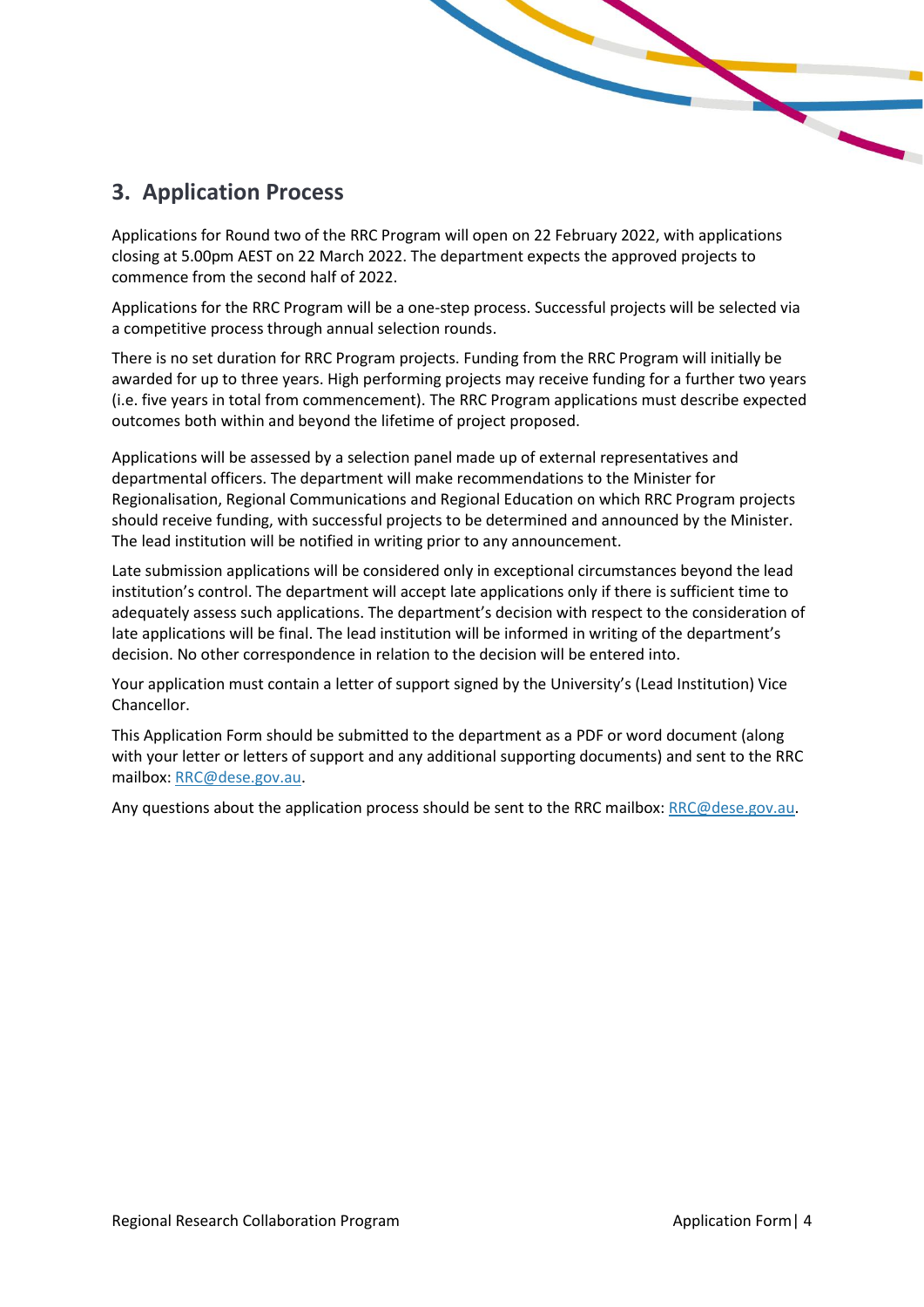## 3. Application Process

Applications for Round two of the RRC Program will open on 22 February 2022, with applications closing at 5.00pm AEST on 22 March 2022. The department expects the approved projects to commence from the second half of 2022.

Applications for the RRC Program will be a one-step process. Successful projects will be selected via a competitive process through annual selection rounds.

There is no set duration for RRC Program projects. Funding from the RRC Program will initially be awarded for up to three years. High performing projects may receive funding for a further two years (i.e. five years in total from commencement). The RRC Program applications must describe expected outcomes both within and beyond the lifetime of project proposed.

Applications will be assessed by a selection panel made up of external representatives and departmental officers. The department will make recommendations to the Minister for Regionalisation, Regional Communications and Regional Education on which RRC Program projects should receive funding, with successful projects to be determined and announced by the Minister. The lead institution will be notified in writing prior to any announcement.

Late submission applications will be considered only in exceptional circumstances beyond the lead institution's control. The department will accept late applications only if there is sufficient time to adequately assess such applications. The department's decision with respect to the consideration of late applications will be final. The lead institution will be informed in writing of the department's decision. No other correspondence in relation to the decision will be entered into.

Your application must contain a letter of support signed by the University's (Lead Institution) Vice Chancellor.

This Application Form should be submitted to the department as a PDF or word document (along with your letter or letters of support and any additional supporting documents) and sent to the RRC mailbox: RRC@dese.gov.au.

Any questions about the application process should be sent to the RRC mailbox: RRC@dese.gov.au.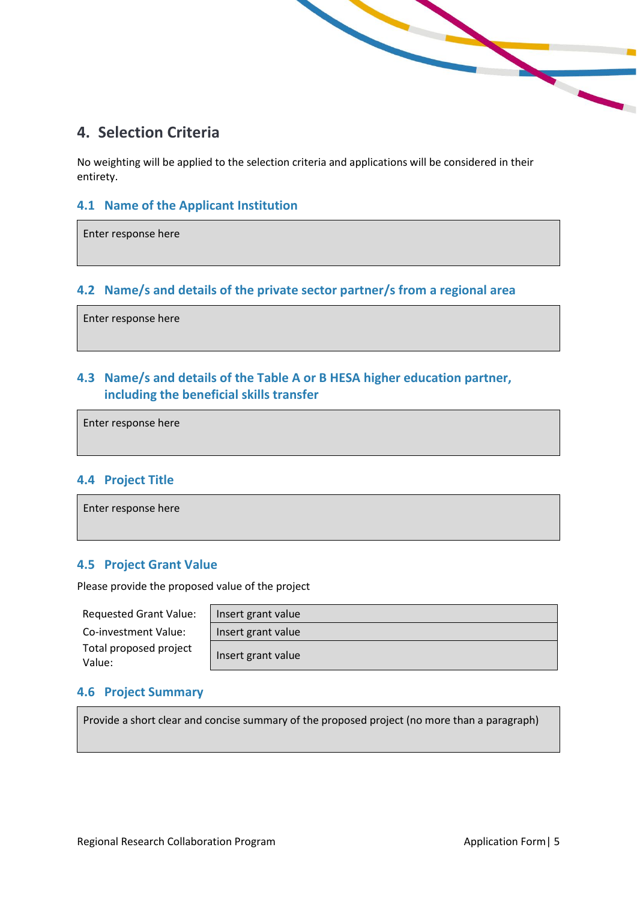## 4. Selection Criteria

No weighting will be applied to the selection criteria and applications will be considered in their entirety.

### 4.1 Name of the Applicant Institution

Enter response here

### 4.2 Name/s and details of the private sector partner/s from a regional area

Enter response here

### 4.3 Name/s and details of the Table A or B HESA higher education partner, including the beneficial skills transfer

Enter response here

### 4.4 Project Title

Enter response here

### 4.5 Project Grant Value

Please provide the proposed value of the project

| | |
|---|---|
| Requested Grant Value: | Insert grant value |
| Co-investment Value: | Insert grant value |
| Total proposed project Value: | Insert grant value |

### 4.6 Project Summary

Provide a short clear and concise summary of the proposed project (no more than a paragraph)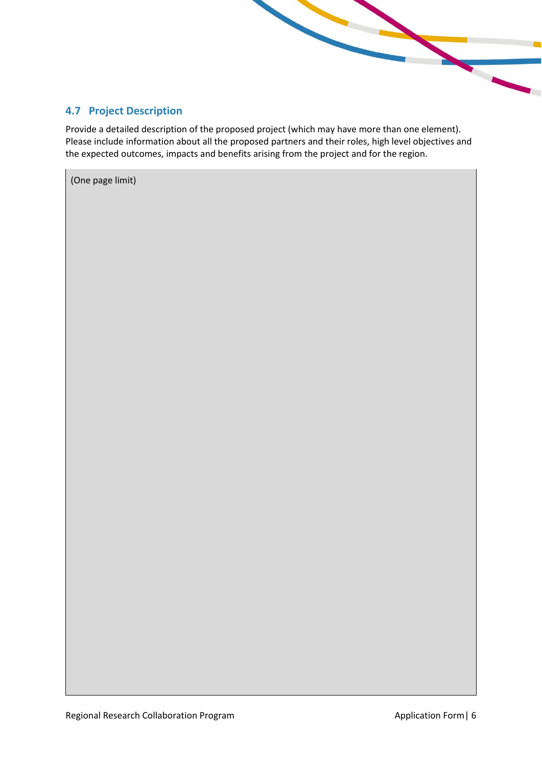### 4.7 Project Description

Provide a detailed description of the proposed project (which may have more than one element). Please include information about all the proposed partners and their roles, high level objectives and the expected outcomes, impacts and benefits arising from the project and for the region.

| (One page limit) |
| --- |
| |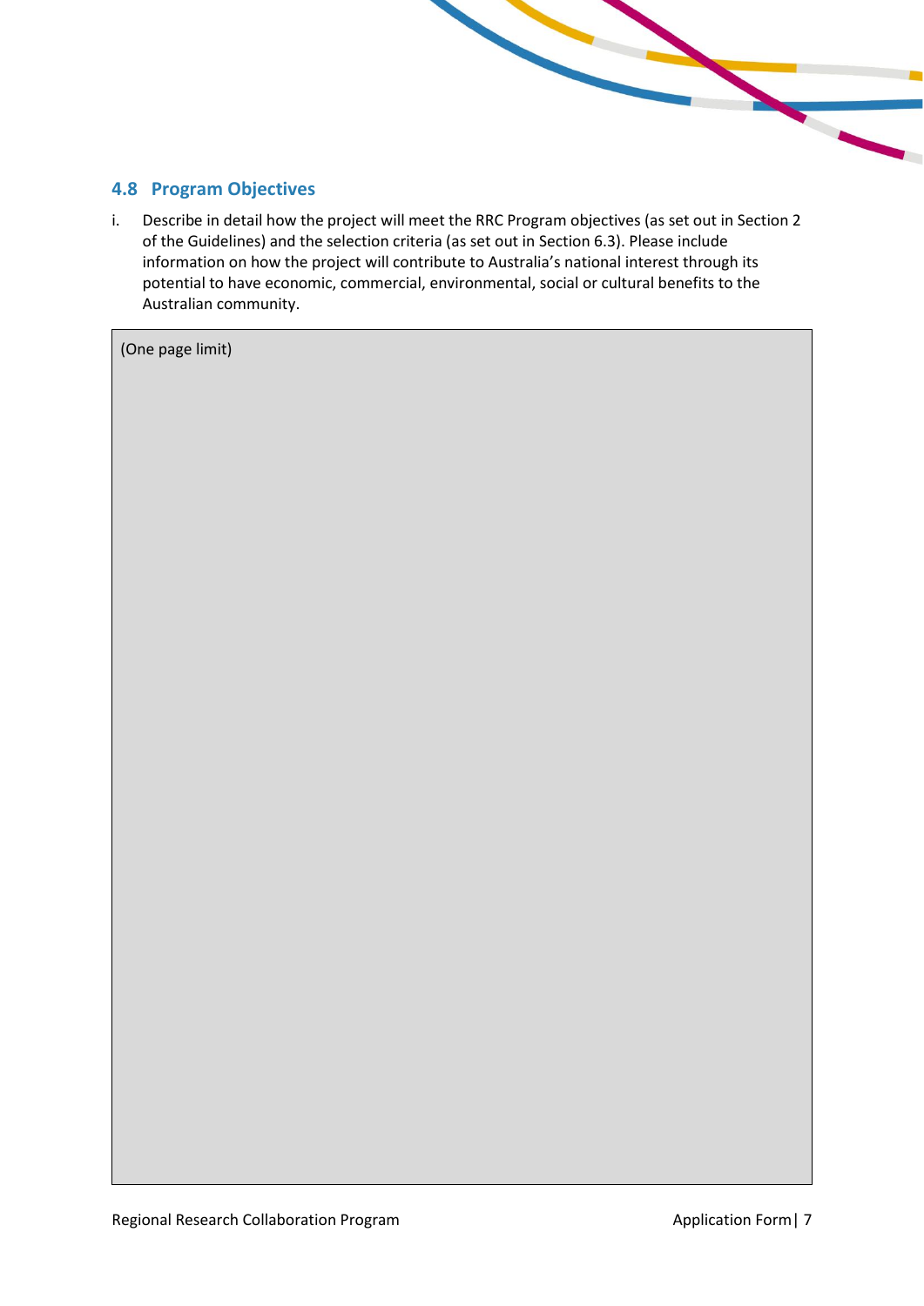## 4.8 Program Objectives

i. Describe in detail how the project will meet the RRC Program objectives (as set out in Section 2 of the Guidelines) and the selection criteria (as set out in Section 6.3). Please include information on how the project will contribute to Australia's national interest through its potential to have economic, commercial, environmental, social or cultural benefits to the Australian community.

| (One page limit) |
| --- |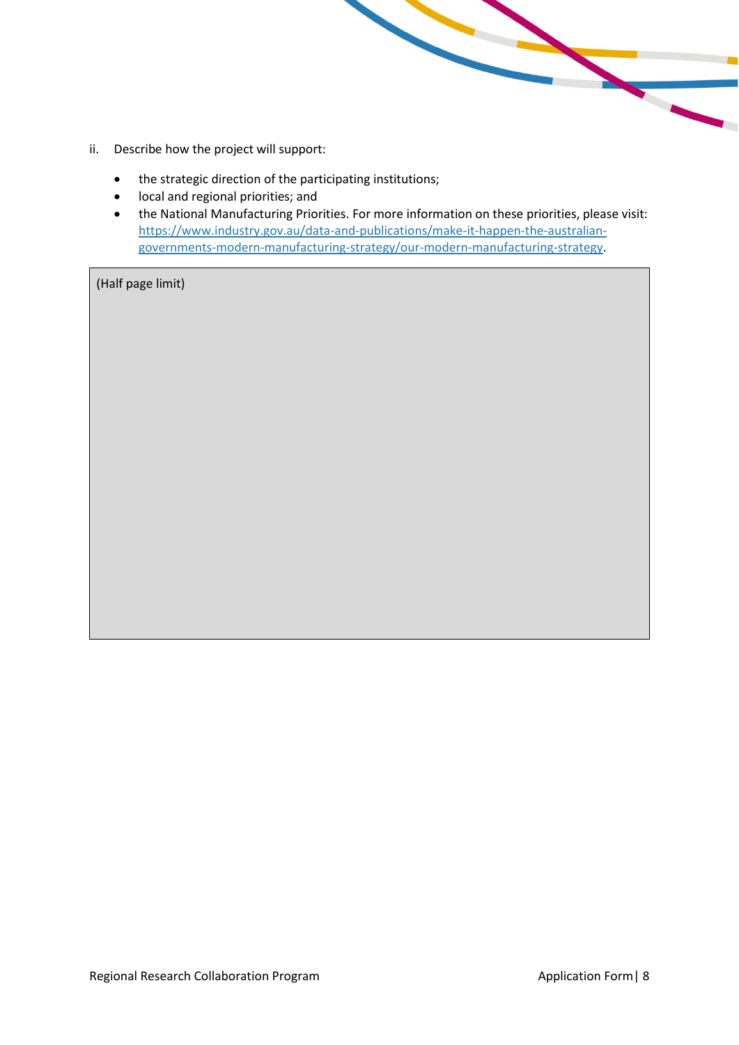ii. Describe how the project will support:

- the strategic direction of the participating institutions;
- local and regional priorities; and
- the National Manufacturing Priorities. For more information on these priorities, please visit: [https://www.industry.gov.au/data-and-publications/make-it-happen-the-australian-governments-modern-manufacturing-strategy/our-modern-manufacturing-strategy](https://www.industry.gov.au/data-and-publications/make-it-happen-the-australian-governments-modern-manufacturing-strategy/our-modern-manufacturing-strategy).

| (Half page limit) |
| --- |
| |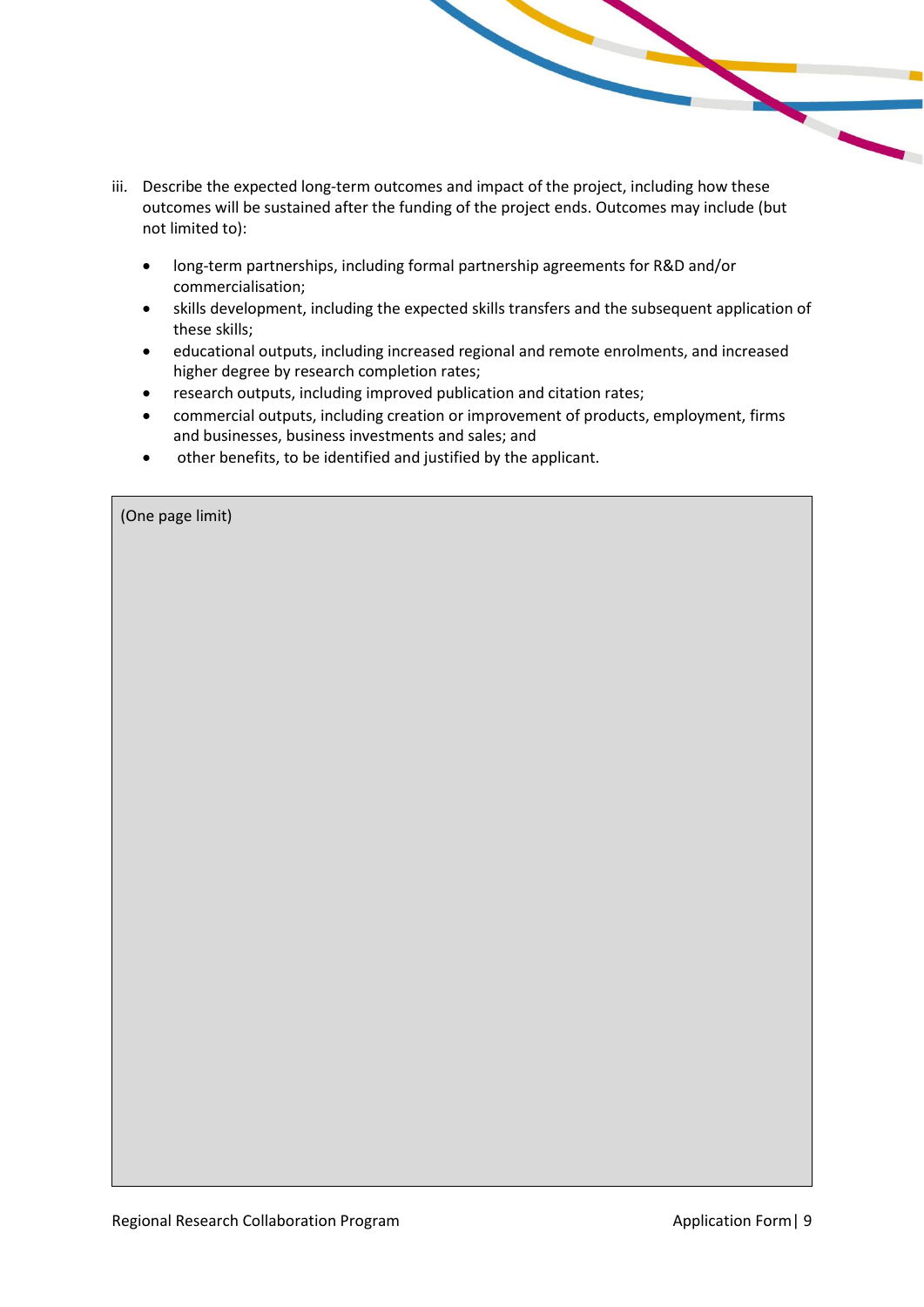iii. Describe the expected long-term outcomes and impact of the project, including how these outcomes will be sustained after the funding of the project ends. Outcomes may include (but not limited to):

- long-term partnerships, including formal partnership agreements for R&D and/or commercialisation;
- skills development, including the expected skills transfers and the subsequent application of these skills;
- educational outputs, including increased regional and remote enrolments, and increased higher degree by research completion rates;
- research outputs, including improved publication and citation rates;
- commercial outputs, including creation or improvement of products, employment, firms and businesses, business investments and sales; and
- other benefits, to be identified and justified by the applicant.

| (One page limit) |
| --- |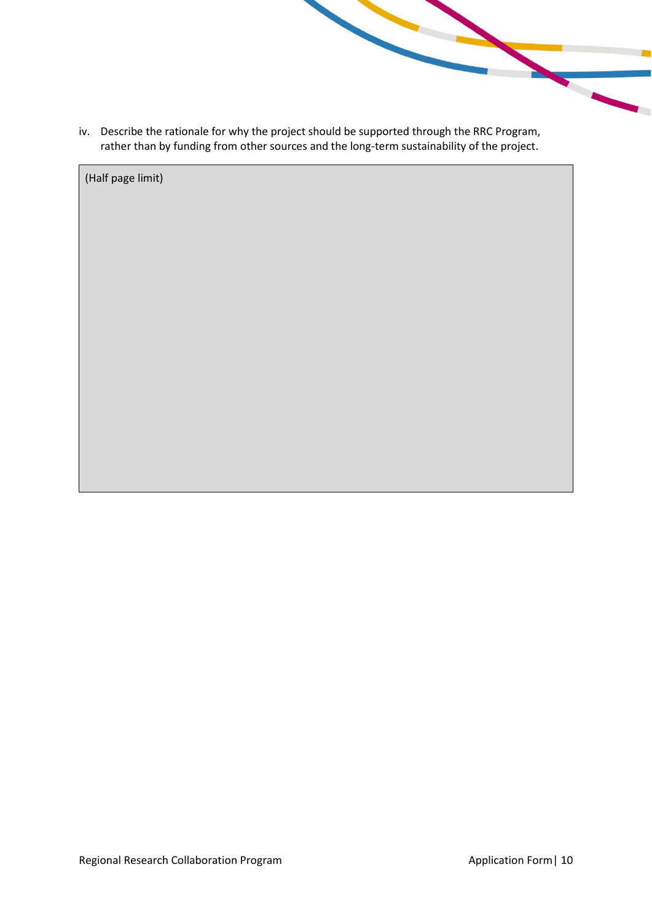iv. Describe the rationale for why the project should be supported through the RRC Program, rather than by funding from other sources and the long-term sustainability of the project.

| (Half page limit) |
| --- |
| |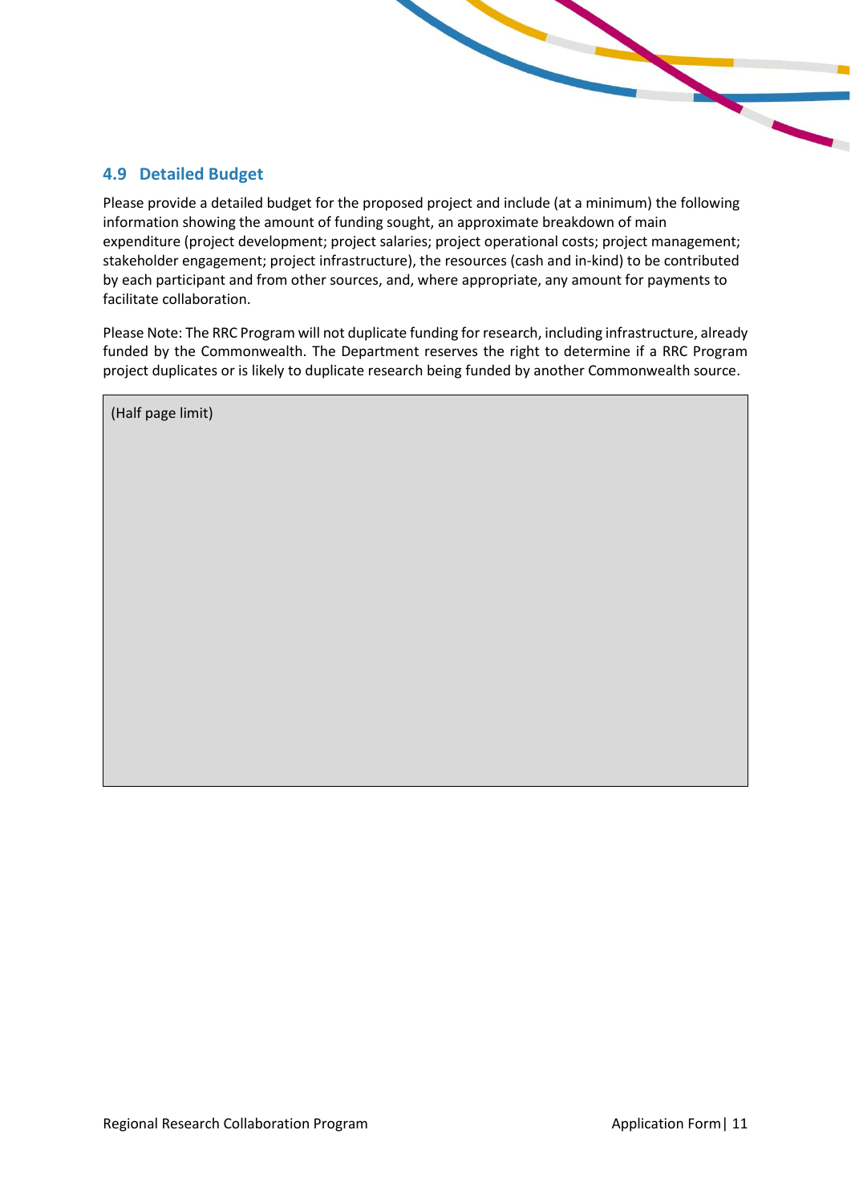## 4.9 Detailed Budget

Please provide a detailed budget for the proposed project and include (at a minimum) the following information showing the amount of funding sought, an approximate breakdown of main expenditure (project development; project salaries; project operational costs; project management; stakeholder engagement; project infrastructure), the resources (cash and in-kind) to be contributed by each participant and from other sources, and, where appropriate, any amount for payments to facilitate collaboration.

Please Note: The RRC Program will not duplicate funding for research, including infrastructure, already funded by the Commonwealth. The Department reserves the right to determine if a RRC Program project duplicates or is likely to duplicate research being funded by another Commonwealth source.

| (Half page limit) |
|---|
| |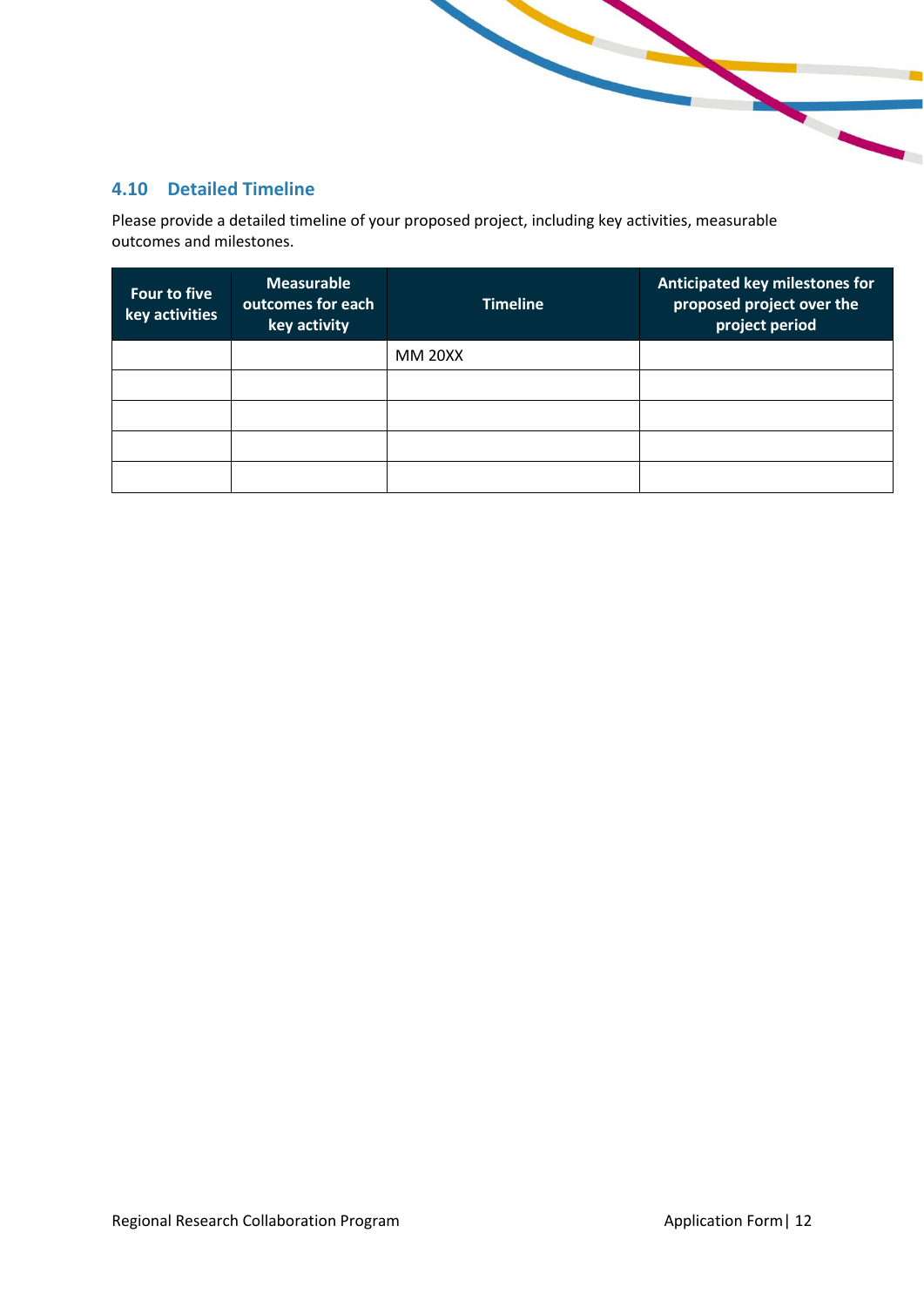### 4.10 Detailed Timeline

Please provide a detailed timeline of your proposed project, including key activities, measurable outcomes and milestones.

| Four to five key activities | Measurable outcomes for each key activity | Timeline | Anticipated key milestones for proposed project over the project period |
|---|---|---|---|
| | | MM 20XX | |
| | | | |
| | | | |
| | | | |
| | | | |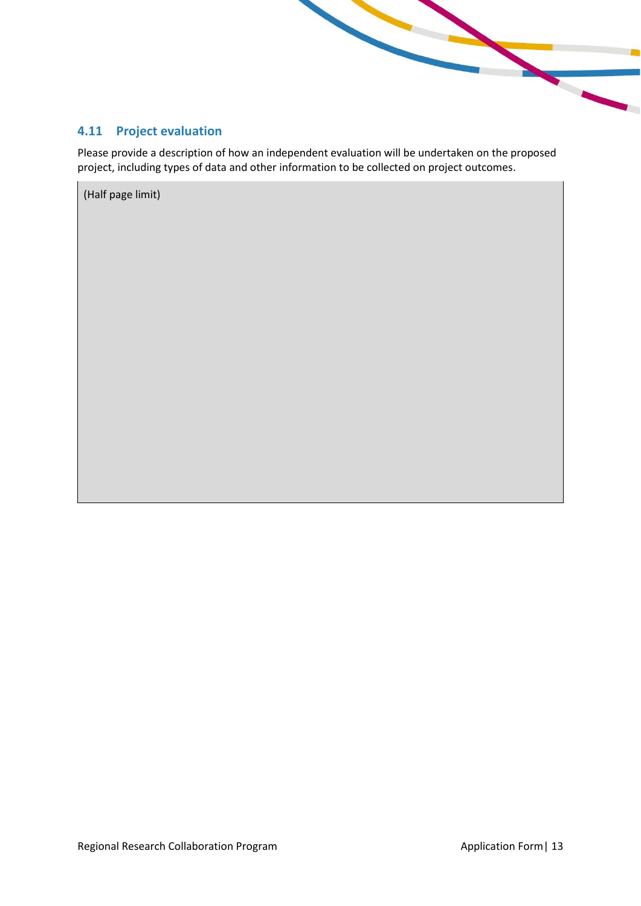## 4.11 Project evaluation

Please provide a description of how an independent evaluation will be undertaken on the proposed project, including types of data and other information to be collected on project outcomes.

| (Half page limit) |
|---|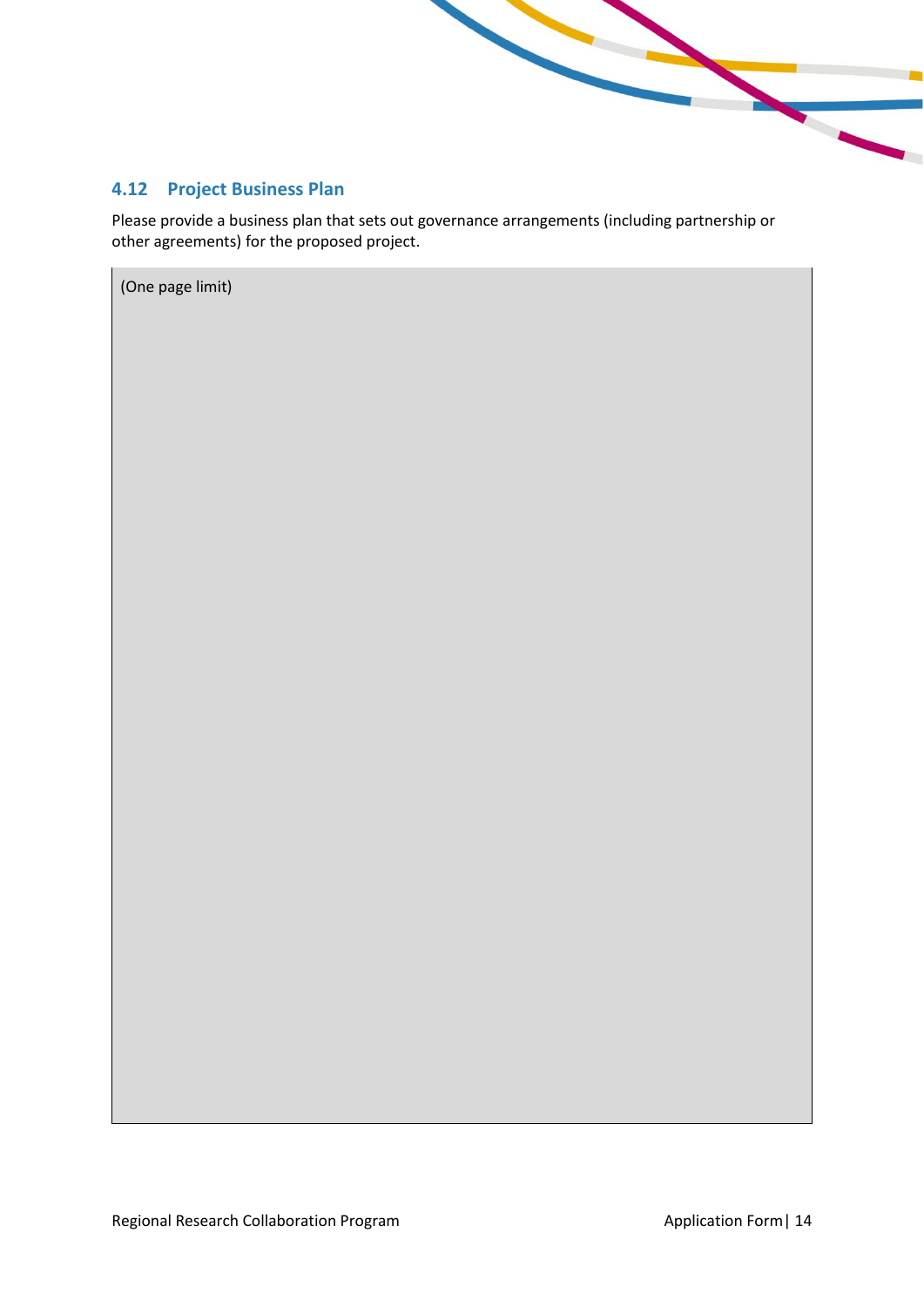## 4.12 Project Business Plan

Please provide a business plan that sets out governance arrangements (including partnership or other agreements) for the proposed project.

| (One page limit) |
|---|
| |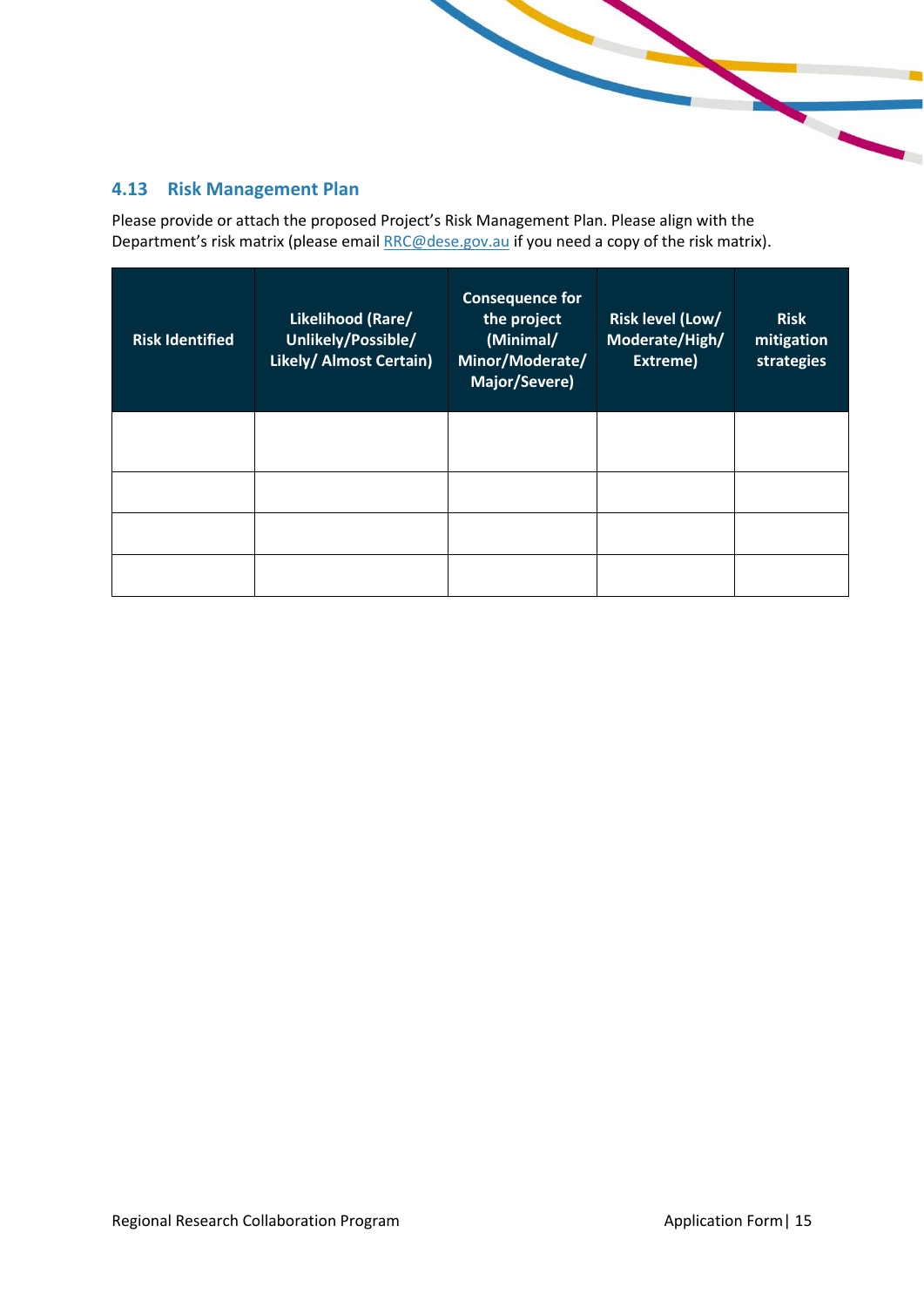## 4.13 Risk Management Plan

Please provide or attach the proposed Project's Risk Management Plan. Please align with the Department's risk matrix (please email [RRC@dese.gov.au](mailto:RRC@dese.gov.au) if you need a copy of the risk matrix).

| Risk Identified | Likelihood (Rare/ Unlikely/Possible/ Likely/ Almost Certain) | Consequence for the project (Minimal/ Minor/Moderate/ Major/Severe) | Risk level (Low/ Moderate/High/ Extreme) | Risk mitigation strategies |
|---|---|---|---|---|
| | | | | |
| | | | | |
| | | | | |
| | | | | |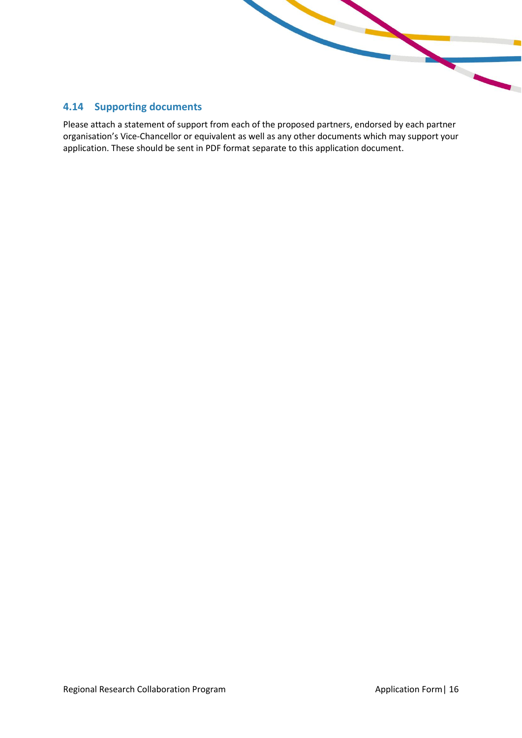### 4.14 Supporting documents

Please attach a statement of support from each of the proposed partners, endorsed by each partner organisation's Vice-Chancellor or equivalent as well as any other documents which may support your application. These should be sent in PDF format separate to this application document.